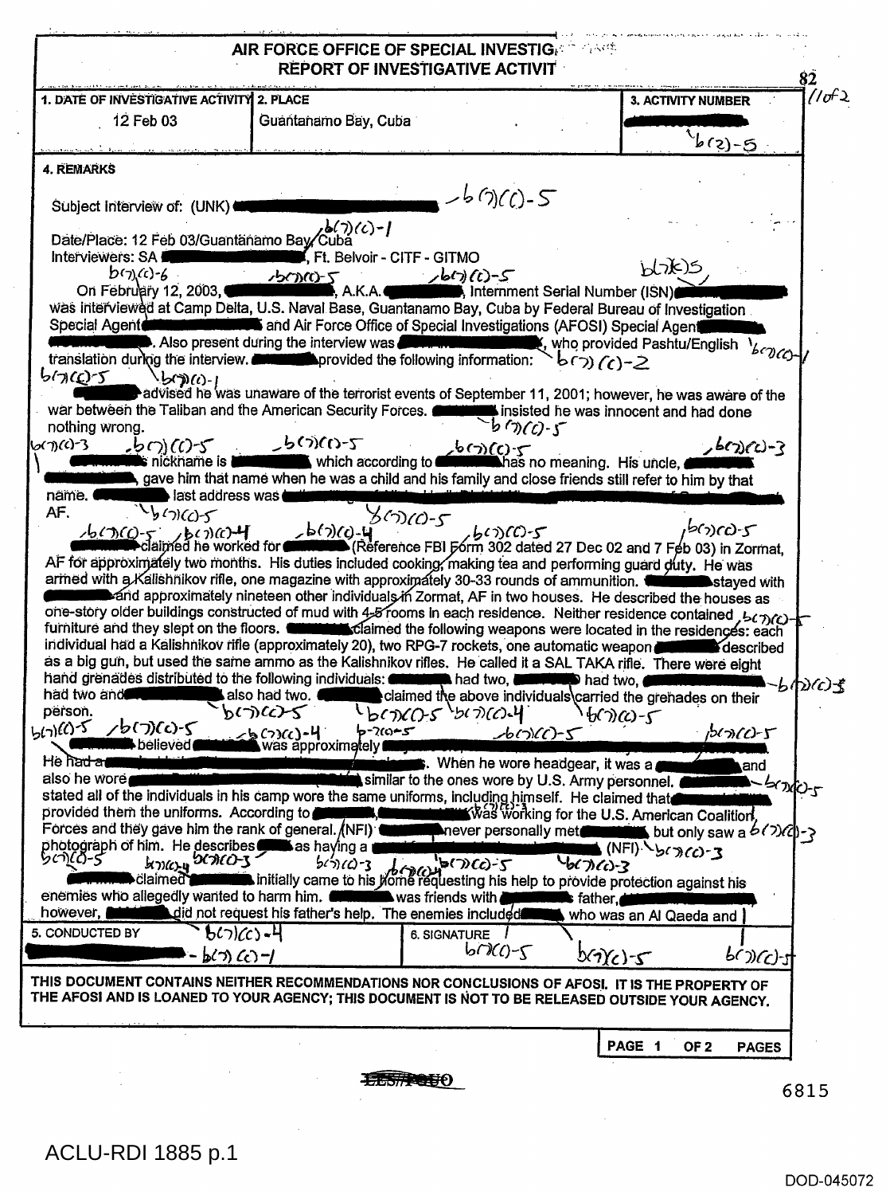# AIR FORCE OFFICE OF SPECIAL INVESTIGATIONS
## REPORT OF INVESTIGATIVE ACTIVITY

| 1. DATE OF INVESTIGATIVE ACTIVITY | 2. PLACE | 3. ACTIVITY NUMBER |
|---|---|---|
| 12 Feb 03 | Guantanamo Bay, Cuba | b(2)-5 |

**4. REMARKS**

Subject Interview of: (UNK) b(7)(C)-5

Date/Place: 12 Feb 03/Guantanamo Bay/Cuba b(7)(C)-1

Interviewers: SA , Ft. Belvoir - CITF - GITMO b(7)(C)-5

b(7)(c)-6 b(7)(C)-5 b(7)(C)-5

On February 12, 2003, , A.K.A. , Internment Serial Number (ISN) was interviewed at Camp Delta, U.S. Naval Base, Guantanamo Bay, Cuba by Federal Bureau of Investigation Special Agent and Air Force Office of Special Investigations (AFOSI) Special Agent . Also present during the interview was , who provided Pashtu/English translation during the interview. provided the following information: b(7)(C)-2 b(7)(C)-1

b(7)(C)-5 b(7)(C)-1

advised he was unaware of the terrorist events of September 11, 2001; however, he was aware of the war between the Taliban and the American Security Forces. insisted he was innocent and had done nothing wrong. b(7)(C)-5

b(7)(C)-3 b(7)(C)-5 b(7)(C)-5 b(7)(C)-5 b(7)(C)-3

's nickname is which according to has no meaning. His uncle, , gave him that name when he was a child and his family and close friends still refer to him by that name. last address was , AF. b(7)(C)-5 b(7)(C)-5

b(7)(C)-5 b(7)(C)-4 b(7)(C)-4 b(7)(C)-5 b(7)(C)-5

claimed he worked for (Reference FBI Form 302 dated 27 Dec 02 and 7 Feb 03) in Zormat, AF for approximately two months. His duties included cooking, making tea and performing guard duty. He was armed with a Kalishnikov rifle, one magazine with approximately 30-33 rounds of ammunition. stayed with and approximately nineteen other individuals in Zormat, AF in two houses. He described the houses as one-story older buildings constructed of mud with 4-5 rooms in each residence. Neither residence contained furniture and they slept on the floors. claimed the following weapons were located in the residences: each individual had a Kalishnikov rifle (approximately 20), two RPG-7 rockets, one automatic weapon described as a big gun, but used the same ammo as the Kalishnikov rifles. He called it a SAL TAKA rifle. There were eight hand grenades distributed to the following individuals: had two, had two, had two and also had two. claimed the above individuals carried the grenades on their person. b(7)(C)-5 b(7)(C)-5 b(7)(C)-5 b(7)(C)-4 b(7)(C)-5

b(7)(C)-5 b(7)(C)-5 b(7)(C)-4 b(7)(C)-5 b(7)(C)-5 b(7)(C)-5

believed was approximately . He had a . When he wore headgear, it was a and also he wore similar to the ones wore by U.S. Army personnel. stated all of the individuals in his camp wore the same uniforms, including himself. He claimed that provided them the uniforms. According to , was working for the U.S. American Coalition Forces and they gave him the rank of general. (NFI) never personally met , but only saw a photograph of him. He describes as having a (NFI) b(7)(C)-3 b(7)(C)-5 b(7)(C)-3

b(7)(C)-5 b(7)(C)-4 b(7)(C)-3 b(7)(C)-3 b(7)(C)-4 b(7)(C)-5 b(7)(C)-3

claimed initially came to his home requesting his help to provide protection against his enemies who allegedly wanted to harm him. was friends with father, , however, did not request his father's help. The enemies included , who was an Al Qaeda and

| 5. CONDUCTED BY | 6. SIGNATURE |
|---|---|
| b(7)(C)-4 - b(7)(C)-1 | b(7)(C)-5 b(7)(C)-5 b(7)(C)-5 |

THIS DOCUMENT CONTAINS NEITHER RECOMMENDATIONS NOR CONCLUSIONS OF AFOSI. IT IS THE PROPERTY OF THE AFOSI AND IS LOANED TO YOUR AGENCY; THIS DOCUMENT IS NOT TO BE RELEASED OUTSIDE YOUR AGENCY.

~~LES/FOUO~~

6815

ACLU-RDI 1885 p.1

DOD-045072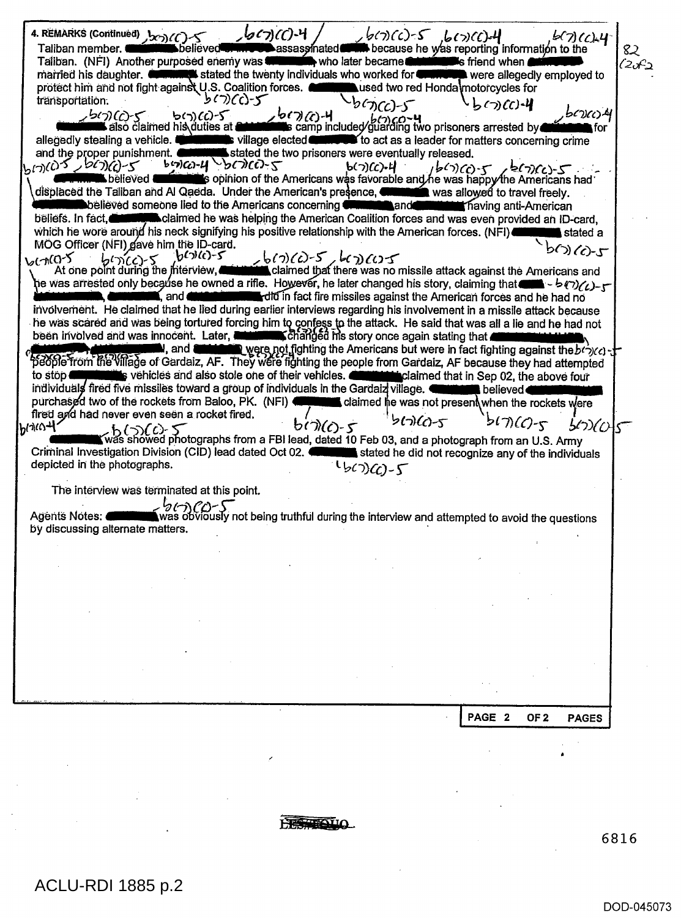**4. REMARKS (Continued)** b(7)(C)-5 b(7)(C)-4 b(7)(C)-5 b(7)(C)-4 b(7)(C)-4

Taliban member. ████ believed ████ assassinated ████ because he was reporting information to the Taliban. (NFI) Another purposed enemy was ████ who later became ████'s friend when ████ married his daughter. ████ stated the twenty individuals who worked for ████ were allegedly employed to protect him and not fight against U.S. Coalition forces. ████ used two red Honda motorcycles for transportation.

████ also claimed his duties at ████'s camp included guarding two prisoners arrested by ████ for allegedly stealing a vehicle. ████'s village elected ████ to act as a leader for matters concerning crime and the proper punishment. ████ stated the two prisoners were eventually released.

████ believed ████'s opinion of the Americans was favorable and he was happy the Americans had displaced the Taliban and Al Qaeda. Under the American's presence, ████ was allowed to travel freely. ████ believed someone lied to the Americans concerning ████ and ████ having anti-American beliefs. In fact, ████ claimed he was helping the American Coalition forces and was even provided an ID-card, which he wore around his neck signifying his positive relationship with the American forces. (NFI) ████ stated a MOG Officer (NFI) gave him the ID-card.

At one point during the interview, ████ claimed that there was no missile attack against the Americans and he was arrested only because he owned a rifle. However, he later changed his story, claiming that ████, ████, ████, and ████ did in fact fire missiles against the American forces and he had no involvement. He claimed that he lied during earlier interviews regarding his involvement in a missile attack because he was scared and was being tortured forcing him to confess to the attack. He said that was all a lie and he had not been involved and was innocent. Later, ████ changed his story once again stating that ████, ████, and ████ were not fighting the Americans but were in fact fighting against the people from the village of Gardaiz, AF. They were fighting the people from Gardaiz, AF because they had attempted to stop ████'s vehicles and also stole one of their vehicles. ████ claimed that in Sep 02, the above four individuals fired five missiles toward a group of individuals in the Gardaiz village. ████ believed ████ purchased two of the rockets from Baloo, PK. (NFI) ████ claimed he was not present when the rockets were fired and had never even seen a rocket fired.

████ was showed photographs from a FBI lead, dated 10 Feb 03, and a photograph from an U.S. Army Criminal Investigation Division (CID) lead dated Oct 02. ████ stated he did not recognize any of the individuals depicted in the photographs.

The interview was terminated at this point.

Agents Notes: ████ was obviously not being truthful during the interview and attempted to avoid the questions by discussing alternate matters.

LES/FOUO

6816

ACLU-RDI 1885 p.2

DOD-045073